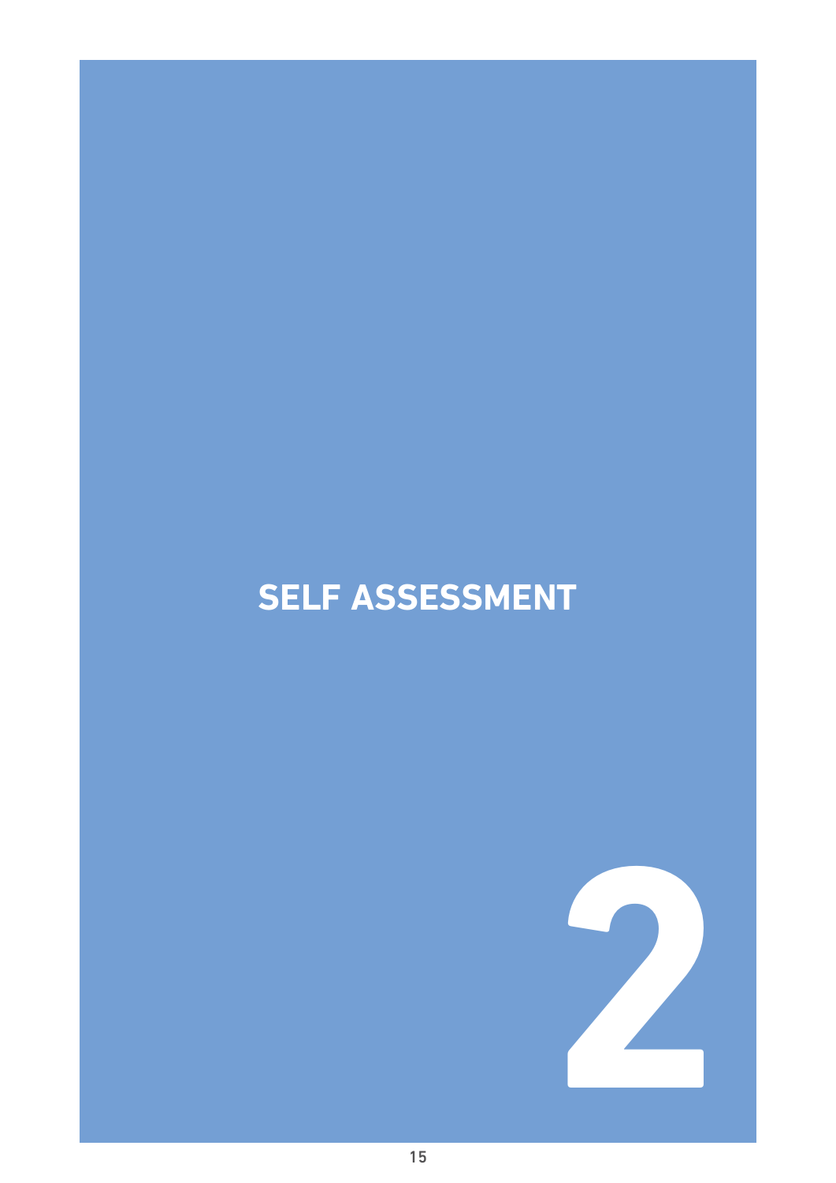# SELF ASSESSMENT

2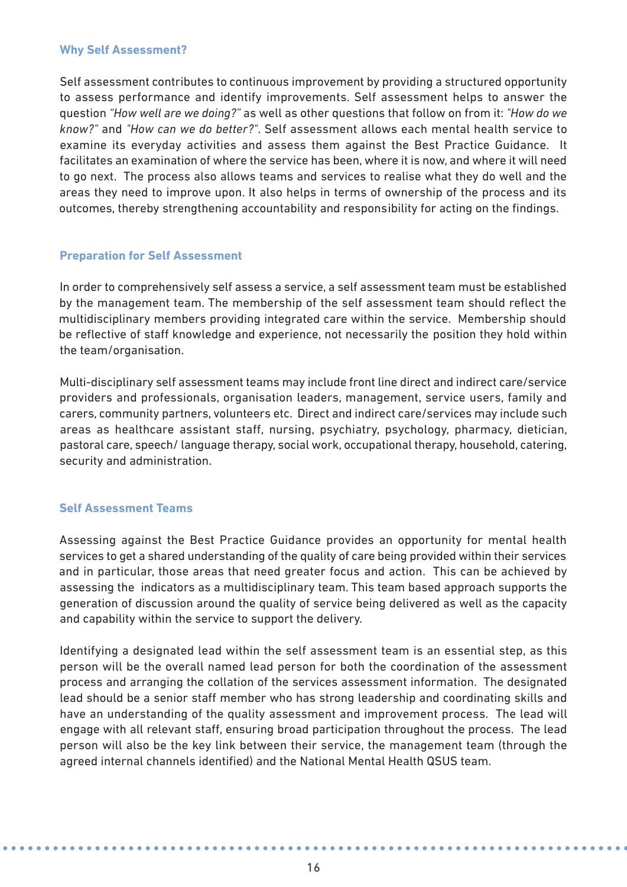## Why Self Assessment?

Self assessment contributes to continuous improvement by providing a structured opportunity to assess performance and identify improvements. Self assessment helps to answer the question *"How well are we doing?"* as well as other questions that follow on from it: *"How do we know?"* and *"How can we do better?"*. Self assessment allows each mental health service to examine its everyday activities and assess them against the Best Practice Guidance. It facilitates an examination of where the service has been, where it is now, and where it will need to go next. The process also allows teams and services to realise what they do well and the areas they need to improve upon. It also helps in terms of ownership of the process and its outcomes, thereby strengthening accountability and responsibility for acting on the findings.

## Preparation for Self Assessment

In order to comprehensively self assess a service, a self assessment team must be established by the management team. The membership of the self assessment team should reflect the multidisciplinary members providing integrated care within the service. Membership should be reflective of staff knowledge and experience, not necessarily the position they hold within the team/organisation.

Multi-disciplinary self assessment teams may include front line direct and indirect care/service providers and professionals, organisation leaders, management, service users, family and carers, community partners, volunteers etc. Direct and indirect care/services may include such areas as healthcare assistant staff, nursing, psychiatry, psychology, pharmacy, dietician, pastoral care, speech/ language therapy, social work, occupational therapy, household, catering, security and administration.

## Self Assessment Teams

Assessing against the Best Practice Guidance provides an opportunity for mental health services to get a shared understanding of the quality of care being provided within their services and in particular, those areas that need greater focus and action. This can be achieved by assessing the indicators as a multidisciplinary team. This team based approach supports the generation of discussion around the quality of service being delivered as well as the capacity and capability within the service to support the delivery.

Identifying a designated lead within the self assessment team is an essential step, as this person will be the overall named lead person for both the coordination of the assessment process and arranging the collation of the services assessment information. The designated lead should be a senior staff member who has strong leadership and coordinating skills and have an understanding of the quality assessment and improvement process. The lead will engage with all relevant staff, ensuring broad participation throughout the process. The lead person will also be the key link between their service, the management team (through the agreed internal channels identified) and the National Mental Health QSUS team.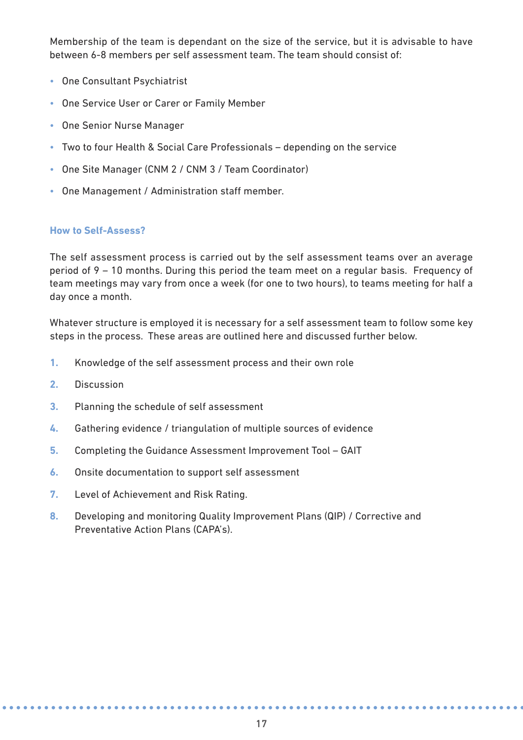Membership of the team is dependant on the size of the service, but it is advisable to have between 6-8 members per self assessment team. The team should consist of:

- One Consultant Psychiatrist
- One Service User or Carer or Family Member
- One Senior Nurse Manager
- Two to four Health & Social Care Professionals – depending on the service
- One Site Manager (CNM 2 / CNM 3 / Team Coordinator)
- One Management / Administration staff member.

### How to Self-Assess?

The self assessment process is carried out by the self assessment teams over an average period of 9 – 10 months. During this period the team meet on a regular basis. Frequency of team meetings may vary from once a week (for one to two hours), to teams meeting for half a day once a month.

Whatever structure is employed it is necessary for a self assessment team to follow some key steps in the process. These areas are outlined here and discussed further below.

1. Knowledge of the self assessment process and their own role
2. Discussion
3. Planning the schedule of self assessment
4. Gathering evidence / triangulation of multiple sources of evidence
5. Completing the Guidance Assessment Improvement Tool – GAIT
6. Onsite documentation to support self assessment
7. Level of Achievement and Risk Rating.
8. Developing and monitoring Quality Improvement Plans (QIP) / Corrective and Preventative Action Plans (CAPA's).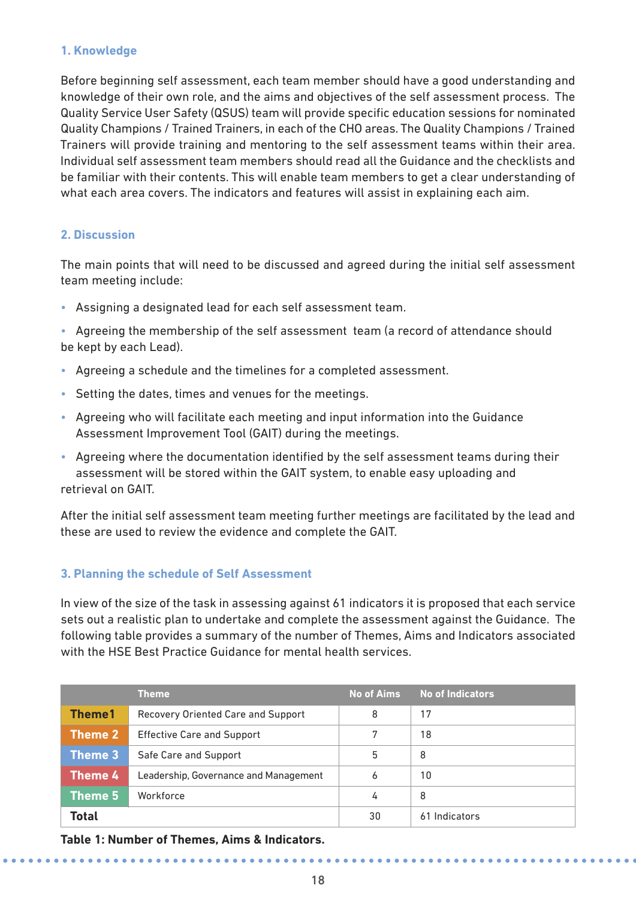### 1. Knowledge

Before beginning self assessment, each team member should have a good understanding and knowledge of their own role, and the aims and objectives of the self assessment process. The Quality Service User Safety (QSUS) team will provide specific education sessions for nominated Quality Champions / Trained Trainers, in each of the CHO areas. The Quality Champions / Trained Trainers will provide training and mentoring to the self assessment teams within their area. Individual self assessment team members should read all the Guidance and the checklists and be familiar with their contents. This will enable team members to get a clear understanding of what each area covers. The indicators and features will assist in explaining each aim.

### 2. Discussion

The main points that will need to be discussed and agreed during the initial self assessment team meeting include:

- Assigning a designated lead for each self assessment team.
- Agreeing the membership of the self assessment team (a record of attendance should be kept by each Lead).
- Agreeing a schedule and the timelines for a completed assessment.
- Setting the dates, times and venues for the meetings.
- Agreeing who will facilitate each meeting and input information into the Guidance Assessment Improvement Tool (GAIT) during the meetings.
- Agreeing where the documentation identified by the self assessment teams during their assessment will be stored within the GAIT system, to enable easy uploading and retrieval on GAIT.

After the initial self assessment team meeting further meetings are facilitated by the lead and these are used to review the evidence and complete the GAIT.

### 3. Planning the schedule of Self Assessment

In view of the size of the task in assessing against 61 indicators it is proposed that each service sets out a realistic plan to undertake and complete the assessment against the Guidance. The following table provides a summary of the number of Themes, Aims and Indicators associated with the HSE Best Practice Guidance for mental health services.

| | Theme | No of Aims | No of Indicators |
|---|---|---|---|
| **Theme1** | Recovery Oriented Care and Support | 8 | 17 |
| **Theme 2** | Effective Care and Support | 7 | 18 |
| **Theme 3** | Safe Care and Support | 5 | 8 |
| **Theme 4** | Leadership, Governance and Management | 6 | 10 |
| **Theme 5** | Workforce | 4 | 8 |
| **Total** | | 30 | 61 Indicators |

**Table 1: Number of Themes, Aims & Indicators.**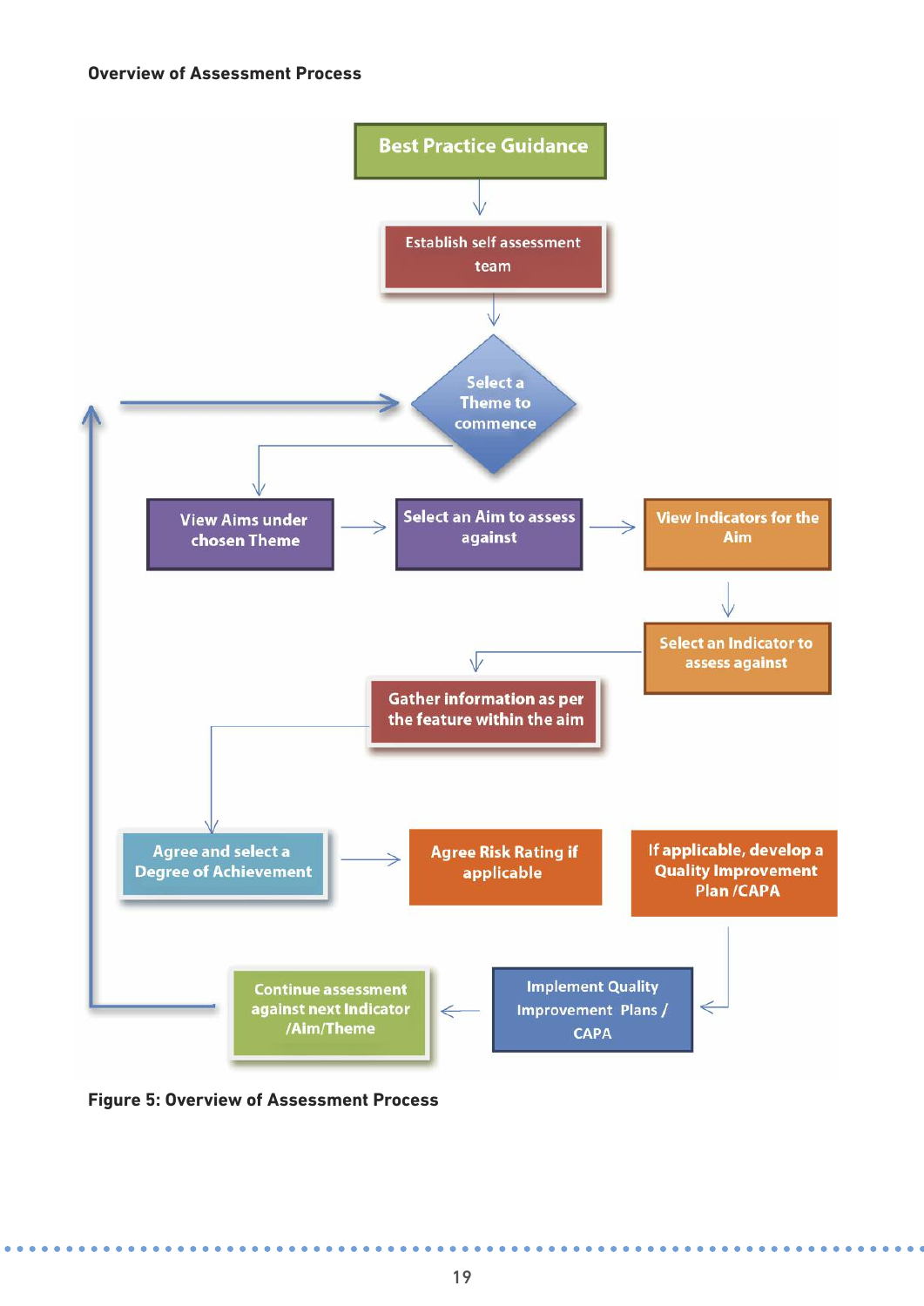**Overview of Assessment Process**

Best Practice Guidance

Establish self assessment team

Select a Theme to commence

View Aims under chosen Theme

Select an Aim to assess against

View Indicators for the Aim

Select an Indicator to assess against

Gather information as per the feature within the aim

Agree and select a Degree of Achievement

Agree Risk Rating if applicable

If applicable, develop a Quality Improvement Plan /CAPA

Implement Quality Improvement Plans / CAPA

Continue assessment against next Indicator /Aim/Theme

**Figure 5: Overview of Assessment Process**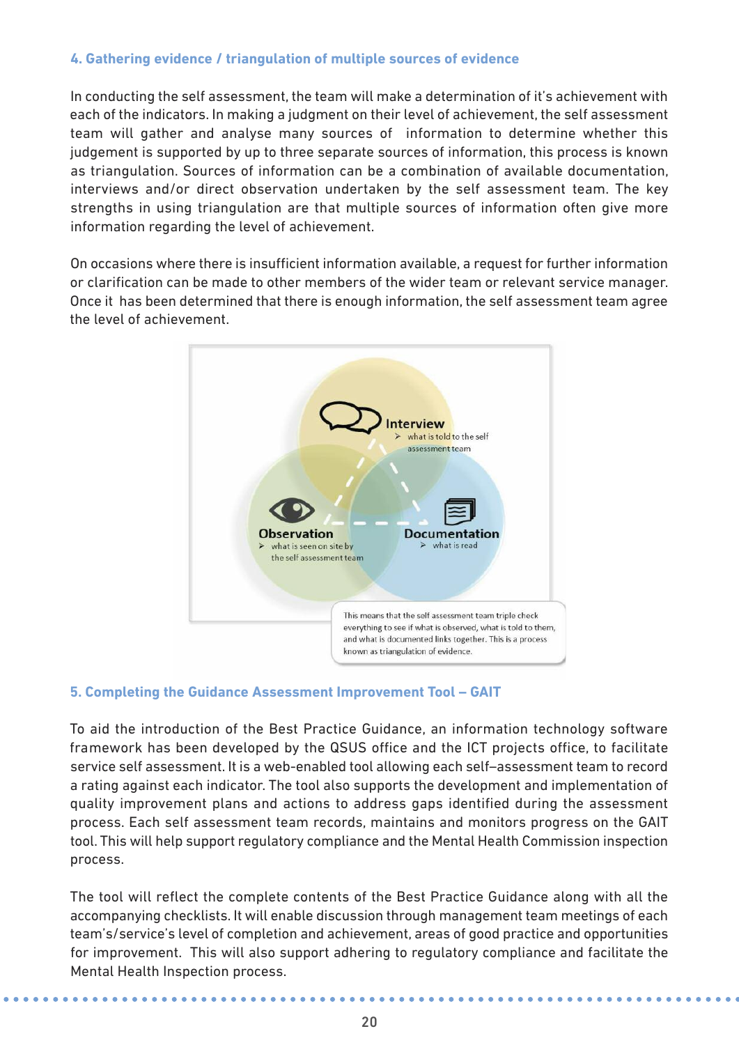### 4. Gathering evidence / triangulation of multiple sources of evidence

In conducting the self assessment, the team will make a determination of it's achievement with each of the indicators. In making a judgment on their level of achievement, the self assessment team will gather and analyse many sources of information to determine whether this judgement is supported by up to three separate sources of information, this process is known as triangulation. Sources of information can be a combination of available documentation, interviews and/or direct observation undertaken by the self assessment team. The key strengths in using triangulation are that multiple sources of information often give more information regarding the level of achievement.

On occasions where there is insufficient information available, a request for further information or clarification can be made to other members of the wider team or relevant service manager. Once it has been determined that there is enough information, the self assessment team agree the level of achievement.

**Interview**
- what is told to the self assessment team

**Observation**
- what is seen on site by the self assessment team

**Documentation**
- what is read

This means that the self assessment team triple check everything to see if what is observed, what is told to them, and what is documented links together. This is a process known as triangulation of evidence.

### 5. Completing the Guidance Assessment Improvement Tool – GAIT

To aid the introduction of the Best Practice Guidance, an information technology software framework has been developed by the QSUS office and the ICT projects office, to facilitate service self assessment. It is a web-enabled tool allowing each self–assessment team to record a rating against each indicator. The tool also supports the development and implementation of quality improvement plans and actions to address gaps identified during the assessment process. Each self assessment team records, maintains and monitors progress on the GAIT tool. This will help support regulatory compliance and the Mental Health Commission inspection process.

The tool will reflect the complete contents of the Best Practice Guidance along with all the accompanying checklists. It will enable discussion through management team meetings of each team's/service's level of completion and achievement, areas of good practice and opportunities for improvement. This will also support adhering to regulatory compliance and facilitate the Mental Health Inspection process.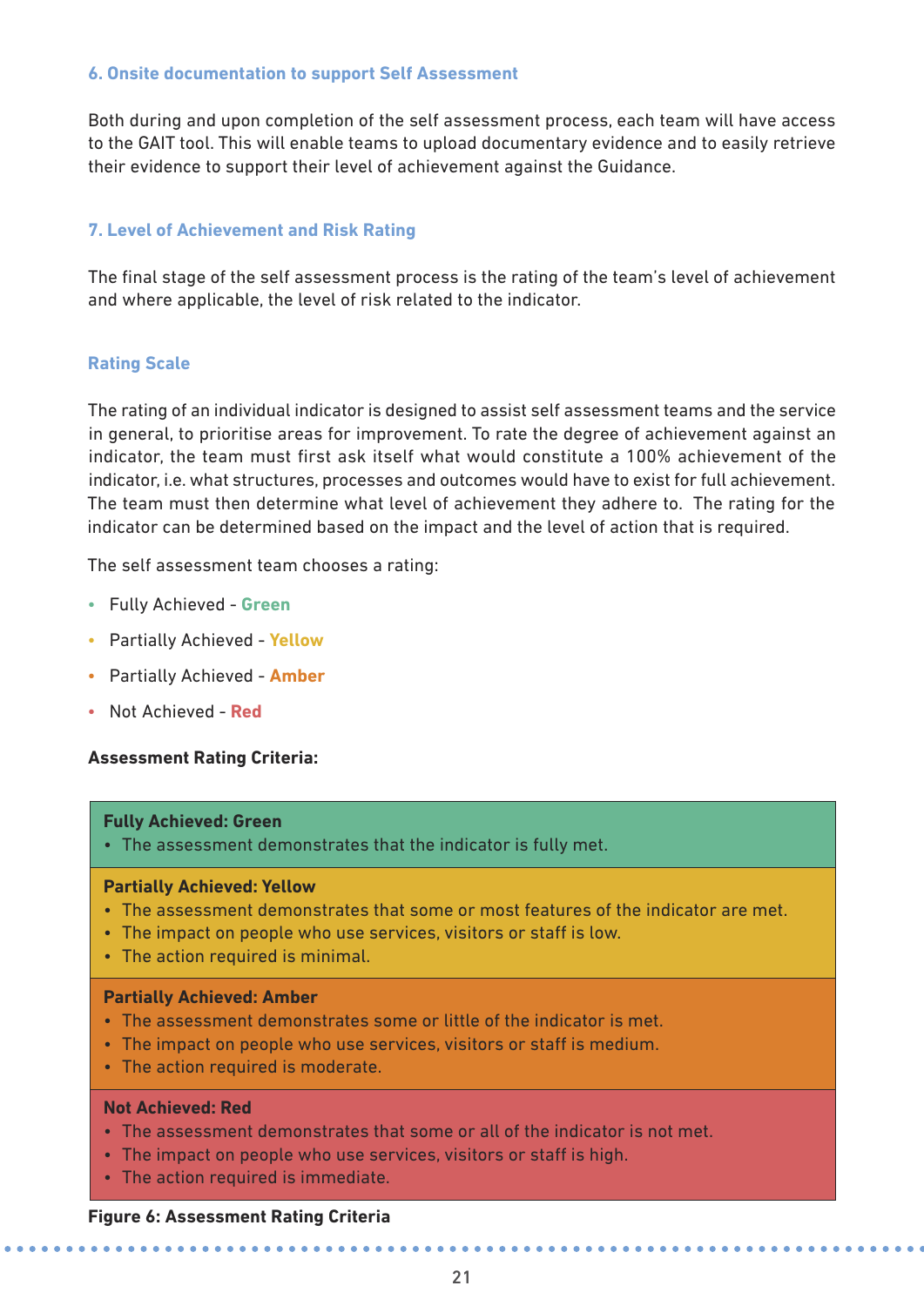### 6. Onsite documentation to support Self Assessment

Both during and upon completion of the self assessment process, each team will have access to the GAIT tool. This will enable teams to upload documentary evidence and to easily retrieve their evidence to support their level of achievement against the Guidance.

### 7. Level of Achievement and Risk Rating

The final stage of the self assessment process is the rating of the team's level of achievement and where applicable, the level of risk related to the indicator.

### Rating Scale

The rating of an individual indicator is designed to assist self assessment teams and the service in general, to prioritise areas for improvement. To rate the degree of achievement against an indicator, the team must first ask itself what would constitute a 100% achievement of the indicator, i.e. what structures, processes and outcomes would have to exist for full achievement. The team must then determine what level of achievement they adhere to. The rating for the indicator can be determined based on the impact and the level of action that is required.

The self assessment team chooses a rating:

- Fully Achieved - **Green**
- Partially Achieved - **Yellow**
- Partially Achieved - **Amber**
- Not Achieved - **Red**

**Assessment Rating Criteria:**

| **Fully Achieved: Green** |
|---|
| • The assessment demonstrates that the indicator is fully met. |
| **Partially Achieved: Yellow** |
| • The assessment demonstrates that some or most features of the indicator are met.<br>• The impact on people who use services, visitors or staff is low.<br>• The action required is minimal. |
| **Partially Achieved: Amber** |
| • The assessment demonstrates some or little of the indicator is met.<br>• The impact on people who use services, visitors or staff is medium.<br>• The action required is moderate. |
| **Not Achieved: Red** |
| • The assessment demonstrates that some or all of the indicator is not met.<br>• The impact on people who use services, visitors or staff is high.<br>• The action required is immediate. |

**Figure 6: Assessment Rating Criteria**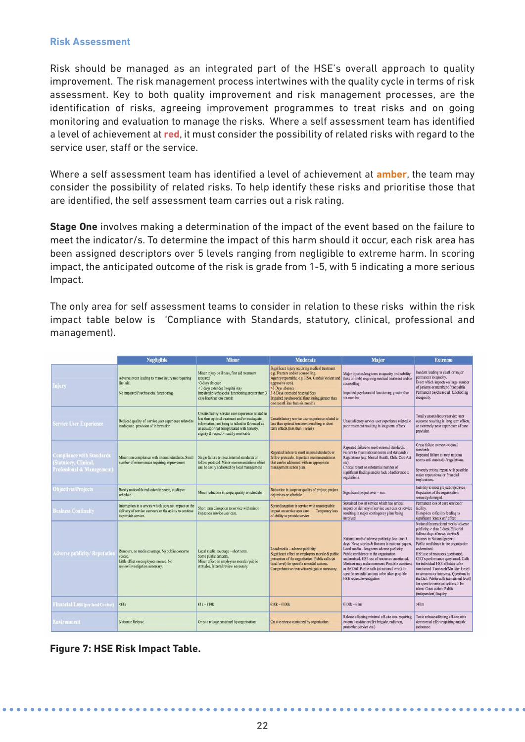### Risk Assessment

Risk should be managed as an integrated part of the HSE's overall approach to quality improvement. The risk management process intertwines with the quality cycle in terms of risk assessment. Key to both quality improvement and risk management processes, are the identification of risks, agreeing improvement programmes to treat risks and on going monitoring and evaluation to manage the risks. Where a self assessment team has identified a level of achievement at **red**, it must consider the possibility of related risks with regard to the service user, staff or the service.

Where a self assessment team has identified a level of achievement at **amber**, the team may consider the possibility of related risks. To help identify these risks and prioritise those that are identified, the self assessment team carries out a risk rating.

**Stage One** involves making a determination of the impact of the event based on the failure to meet the indicator/s. To determine the impact of this harm should it occur, each risk area has been assigned descriptors over 5 levels ranging from negligible to extreme harm. In scoring impact, the anticipated outcome of the risk is grade from 1-5, with 5 indicating a more serious Impact.

The only area for self assessment teams to consider in relation to these risks within the risk impact table below is 'Compliance with Standards, statutory, clinical, professional and management).

| | Negligible | Minor | Moderate | Major | Extreme |
|---|---|---|---|---|---|
| Injury | Adverse event leading to minor injury not requiring first aid. No impaired Psychosocial functioning | Minor injury or illness, first aid treatment required. <3 days absence. < 3 days extended hospital stay. Impaired psychosocial functioning greater than 3 days less than one month | Significant injury requiring medical treatment e.g. Fracture and/or counselling. Agency reportable, e.g. HSA, Gardaí (violent and aggressive acts). >3 Days absence. 3-8 Days extended hospital Stay. Impaired psychosocial functioning greater than one month less than six months | Major injuries/long term incapacity or disability (loss of limb) requiring medical treatment and/or counselling. Impaired psychosocial functioning greater than six months | Incident leading to death or major permanent incapacity. Event which impacts on large number of patients or member of the public. Permanent psychosocial functioning incapacity. |
| Service User Experience | Reduced quality of service user experience related to inadequate provision of information | Unsatisfactory service user experience related to less than optimal treatment and/or inadequate information, not being to talked to & treated as an equal; or not being treated with honesty, dignity & respect - readily resolvable | Unsatisfactory service user experience related to less than optimal treatment resulting in short term effects (less than 1 week) | Unsatisfactory service user experience related to poor treatment resulting in long term effects | Totally unsatisfactory service user outcome resulting in long term effects, or extremely poor experience of care provision |
| Compliance with Standards (Statutory, Clinical, Professional & Management) | Minor non compliance with internal standards. Small number of minor issues requiring improvement | Single failure to meet internal standards or follow protocol. Minor recommendations which can be easily addressed by local management | Repeated failure to meet internal standards or follow protocols. Important recommendations that can be addressed with an appropriate management action plan. | Repeated failure to meet external standards. Failure to meet national norms and standards / Regulations (e.g. Mental Health, Child Care Act etc). Critical report or substantial number of significant findings and/or lack of adherence to regulations. | Gross failure to meet external standards. Repeated failure to meet national norms and standards / regulations. Severely critical report with possible major reputational or financial implications. |
| Objectives/Projects | Barely noticeable reduction in scope, quality or schedule. | Minor reduction in scope, quality or schedule. | Reduction in scope or quality of project; project objectives or schedule | Significant project over – run. | Inability to meet project objectives. Reputation of the organisation seriously damaged. |
| Business Continuity | Interruption in a service which does not impact on the delivery of service user care or the ability to continue to provide service. | Short term disruption to service with minor impact on service user care. | Some disruption in service with unacceptable impact on service user care. Temporary loss of ability to provide service | Sustained loss of service which has serious impact on delivery of service user care or service resulting in major contingency plans being involved | Permanent loss of core service or facility. Disruption to facility leading to significant 'knock on' effect |
| Adverse publicity/ Reputation | Rumours, no media coverage. No public concerns voiced. Little effect on employee morale. No review/investigation necessary. | Local media coverage – short term. Some public concern. Minor effect on employee morale / public attitudes. Internal review necessary. | Local media – adverse publicity. Significant effect on employee morale & public perception of the organisation. Public calls (at local level) for specific remedial actions. Comprehensive review/investigation necessary. | National media/ adverse publicity, less than 3 days. News stories & features in national papers. Local media – long term adverse publicity. Public confidence in the organisation undermined. HSE use of resources questioned. Minister may make comment. Possible questions in the Dáil. Public calls (at national level) for specific remedial actions to be taken possible HSE review/investigation | National/international media/ adverse publicity, > than 3 days. Editorial follows days of news stories & features in National papers. Public confidence in the organisation undermined. HSE use of resources questioned. CEO's performance questioned. Calls for individual HSE officials to be sanctioned. Taoiseach/Minister forced to comment or intervene. Questions in the Dáil. Public calls (at national level) for specific remedial actions to be taken. Court action. Public (independent) Inquiry. |
| Financial Loss (per local Contact) | <€1k | €1k – €10k | €10k – €100k | €100k – €1m | >€1m |
| Environment | Nuisance Release. | On site release contained by organisation. | On site release contained by organisation. | Release affecting minimal off-site area requiring external assistance (fire brigade, radiation, protection service etc.) | Toxic release affecting off-site with detrimental effect requiring outside assistance. |

**Figure 7: HSE Risk Impact Table.**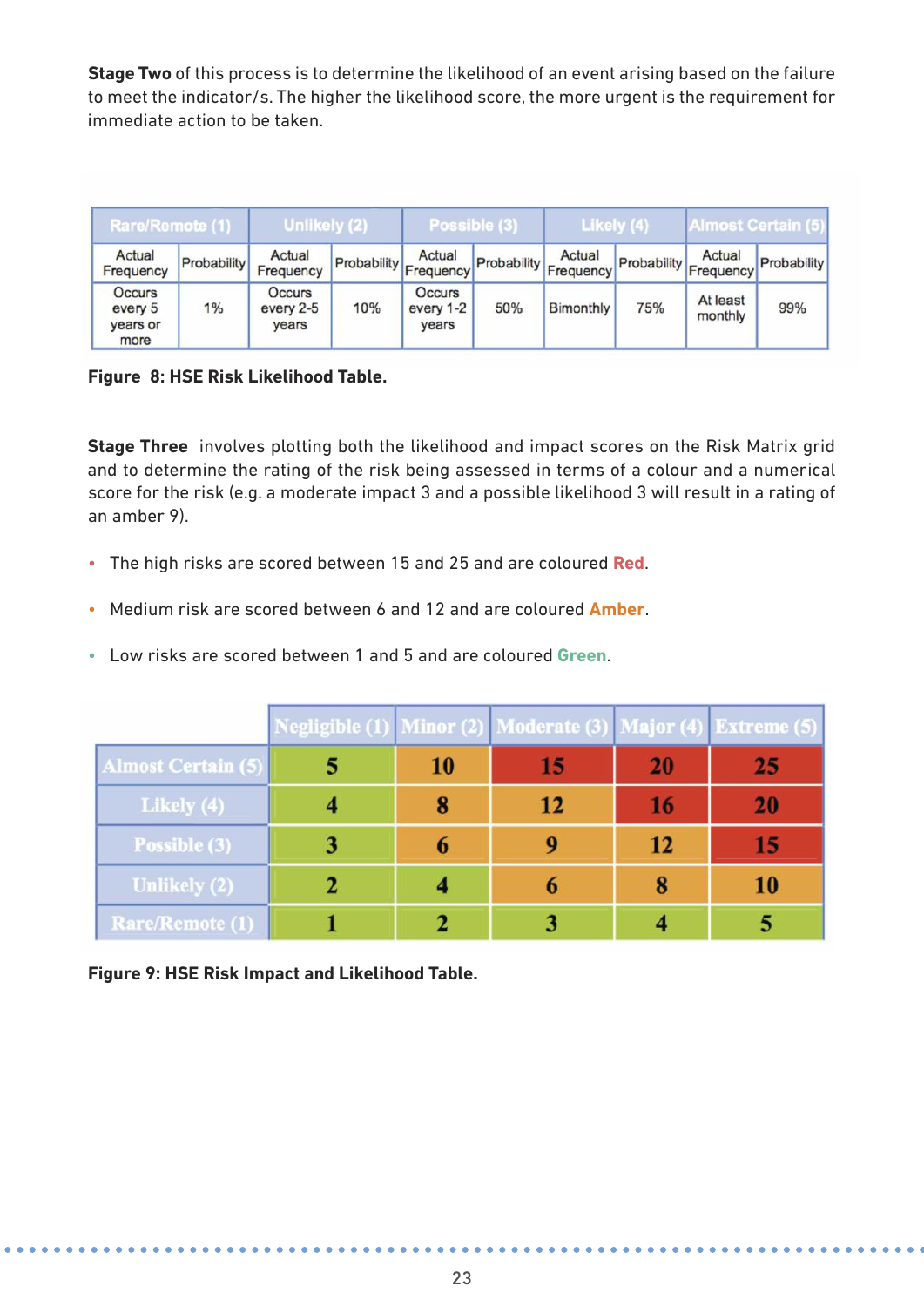**Stage Two** of this process is to determine the likelihood of an event arising based on the failure to meet the indicator/s. The higher the likelihood score, the more urgent is the requirement for immediate action to be taken.

| Rare/Remote (1) | | Unlikely (2) | | Possible (3) | | Likely (4) | | Almost Certain (5) | |
|---|---|---|---|---|---|---|---|---|---|
| Actual Frequency | Probability | Actual Frequency | Probability | Actual Frequency | Probability | Actual Frequency | Probability | Actual Frequency | Probability |
| Occurs every 5 years or more | 1% | Occurs every 2-5 years | 10% | Occurs every 1-2 years | 50% | Bimonthly | 75% | At least monthly | 99% |

**Figure 8: HSE Risk Likelihood Table.**

**Stage Three** involves plotting both the likelihood and impact scores on the Risk Matrix grid and to determine the rating of the risk being assessed in terms of a colour and a numerical score for the risk (e.g. a moderate impact 3 and a possible likelihood 3 will result in a rating of an amber 9).

- The high risks are scored between 15 and 25 and are coloured **Red**.
- Medium risk are scored between 6 and 12 and are coloured **Amber**.
- Low risks are scored between 1 and 5 and are coloured **Green**.

| | Negligible (1) | Minor (2) | Moderate (3) | Major (4) | Extreme (5) |
|---|---|---|---|---|---|
| Almost Certain (5) | 5 | 10 | 15 | 20 | 25 |
| Likely (4) | 4 | 8 | 12 | 16 | 20 |
| Possible (3) | 3 | 6 | 9 | 12 | 15 |
| Unlikely (2) | 2 | 4 | 6 | 8 | 10 |
| Rare/Remote (1) | 1 | 2 | 3 | 4 | 5 |

**Figure 9: HSE Risk Impact and Likelihood Table.**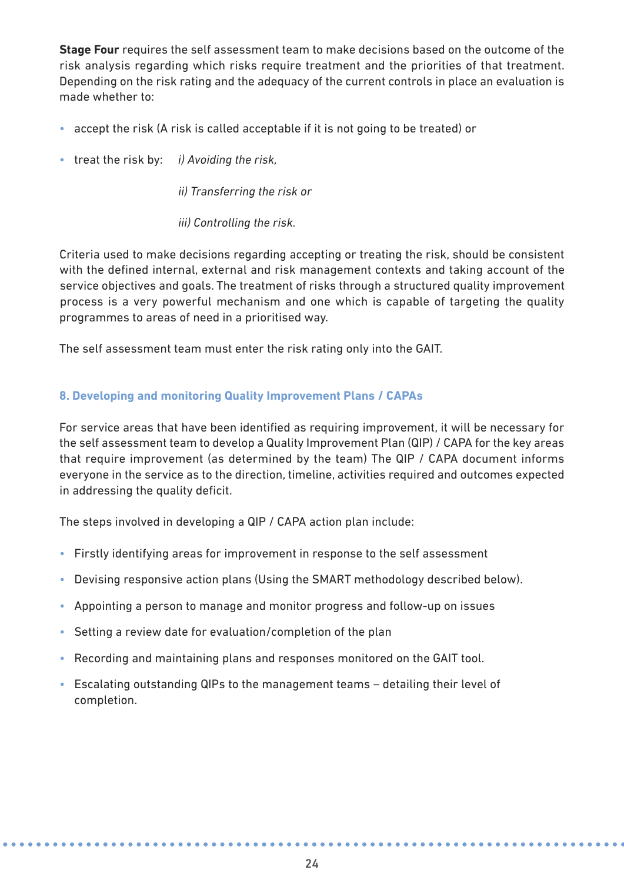**Stage Four** requires the self assessment team to make decisions based on the outcome of the risk analysis regarding which risks require treatment and the priorities of that treatment. Depending on the risk rating and the adequacy of the current controls in place an evaluation is made whether to:

- accept the risk (A risk is called acceptable if it is not going to be treated) or
- treat the risk by: *i) Avoiding the risk,*

  *ii) Transferring the risk or*

  *iii) Controlling the risk.*

Criteria used to make decisions regarding accepting or treating the risk, should be consistent with the defined internal, external and risk management contexts and taking account of the service objectives and goals. The treatment of risks through a structured quality improvement process is a very powerful mechanism and one which is capable of targeting the quality programmes to areas of need in a prioritised way.

The self assessment team must enter the risk rating only into the GAIT.

## 8. Developing and monitoring Quality Improvement Plans / CAPAs

For service areas that have been identified as requiring improvement, it will be necessary for the self assessment team to develop a Quality Improvement Plan (QIP) / CAPA for the key areas that require improvement (as determined by the team) The QIP / CAPA document informs everyone in the service as to the direction, timeline, activities required and outcomes expected in addressing the quality deficit.

The steps involved in developing a QIP / CAPA action plan include:

- Firstly identifying areas for improvement in response to the self assessment
- Devising responsive action plans (Using the SMART methodology described below).
- Appointing a person to manage and monitor progress and follow-up on issues
- Setting a review date for evaluation/completion of the plan
- Recording and maintaining plans and responses monitored on the GAIT tool.
- Escalating outstanding QIPs to the management teams – detailing their level of completion.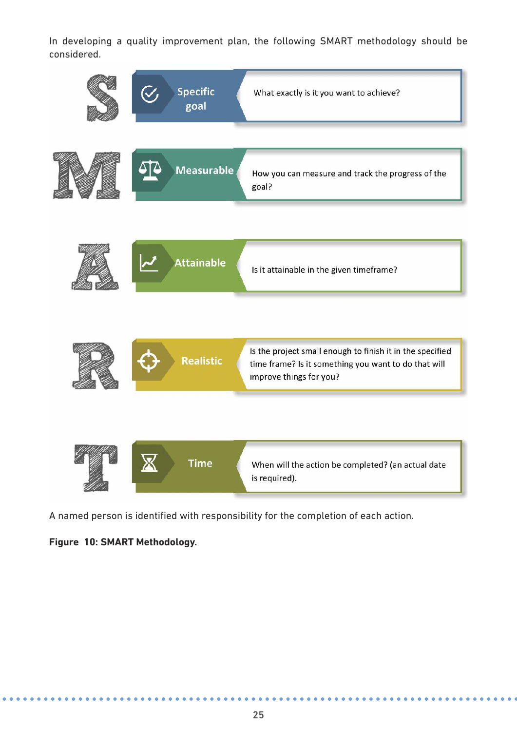In developing a quality improvement plan, the following SMART methodology should be considered.

| | | |
|---|---|---|
| **S** | Specific goal | What exactly is it you want to achieve? |
| **M** | Measurable | How you can measure and track the progress of the goal? |
| **A** | Attainable | Is it attainable in the given timeframe? |
| **R** | Realistic | Is the project small enough to finish it in the specified time frame? Is it something you want to do that will improve things for you? |
| **T** | Time | When will the action be completed? (an actual date is required). |

A named person is identified with responsibility for the completion of each action.

**Figure 10: SMART Methodology.**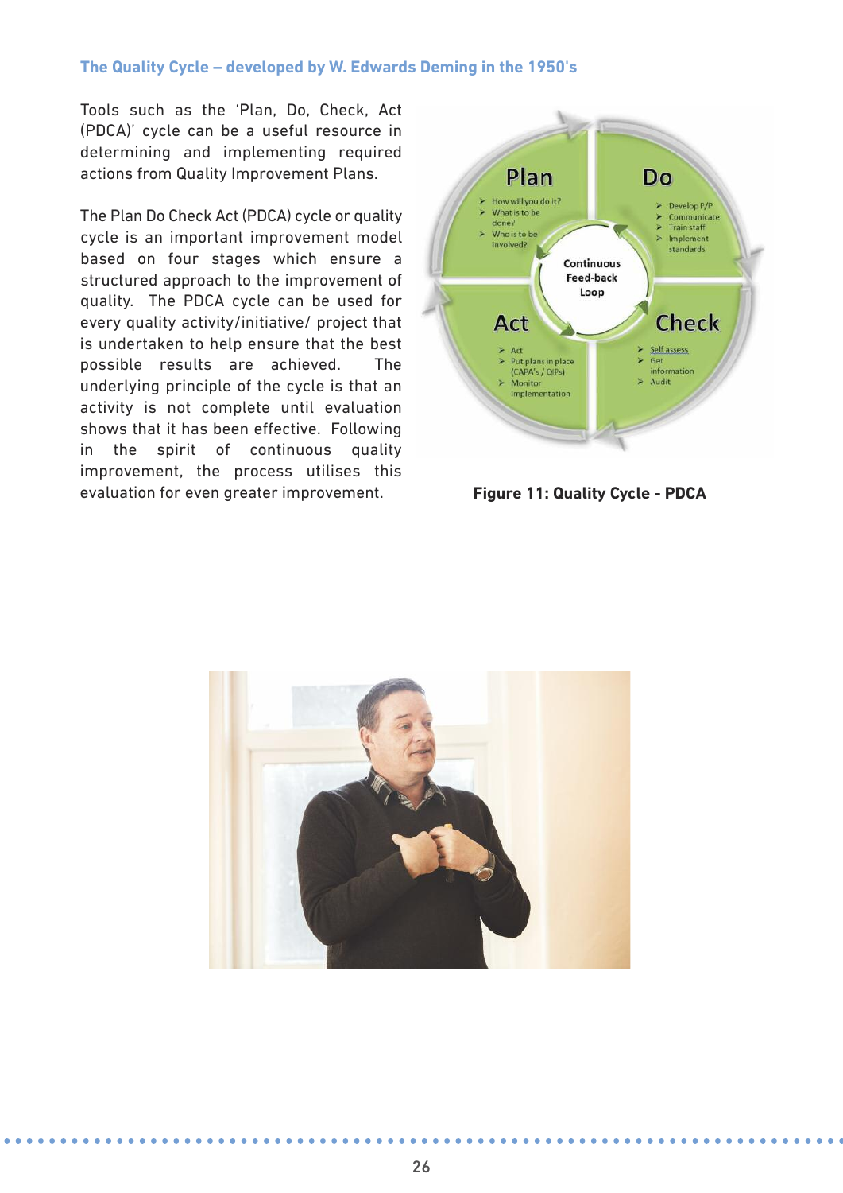### The Quality Cycle – developed by W. Edwards Deming in the 1950's

Tools such as the 'Plan, Do, Check, Act (PDCA)' cycle can be a useful resource in determining and implementing required actions from Quality Improvement Plans.

The Plan Do Check Act (PDCA) cycle or quality cycle is an important improvement model based on four stages which ensure a structured approach to the improvement of quality. The PDCA cycle can be used for every quality activity/initiative/ project that is undertaken to help ensure that the best possible results are achieved. The underlying principle of the cycle is that an activity is not complete until evaluation shows that it has been effective. Following in the spirit of continuous quality improvement, the process utilises this evaluation for even greater improvement.

Plan
- How will you do it?
- What is to be done?
- Who is to be involved?

Do
- Develop P/P
- Communicate
- Train staff
- Implement standards

Check
- Self assess
- Get information
- Audit

Act
- Act
- Put plans in place (CAPA's / QIPs)
- Monitor Implementation

Continuous Feed-back Loop

**Figure 11: Quality Cycle - PDCA**